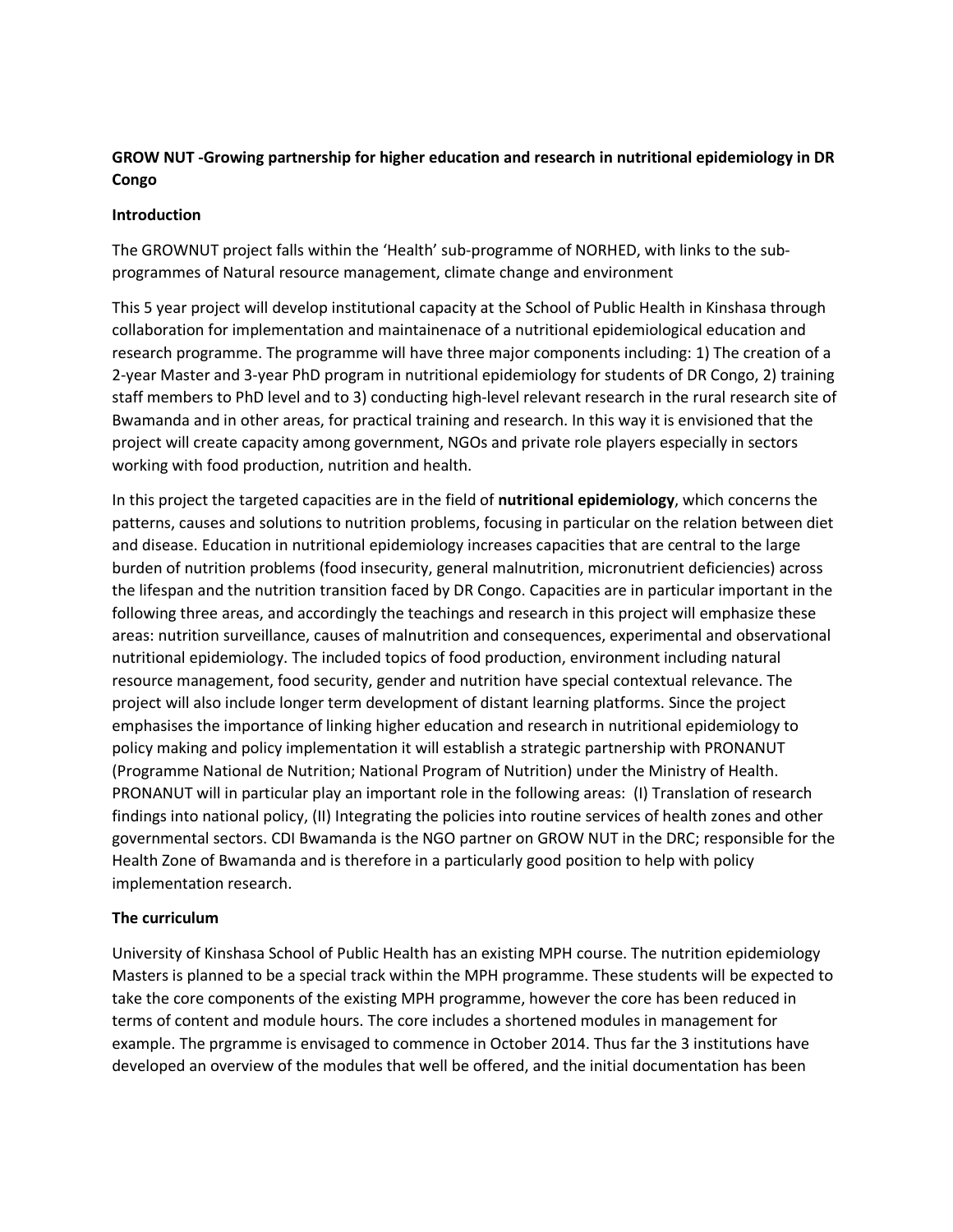**GROW NUT -Growing partnership for higher education and research in nutritional epidemiology in DR Congo**

**Introduction**

The GROWNUT project falls within the 'Health' sub-programme of NORHED, with links to the sub-programmes of Natural resource management, climate change and environment

This 5 year project will develop institutional capacity at the School of Public Health in Kinshasa through collaboration for implementation and maintainenace of a nutritional epidemiological education and research programme. The programme will have three major components including: 1) The creation of a 2-year Master and 3-year PhD program in nutritional epidemiology for students of DR Congo, 2) training staff members to PhD level and to 3) conducting high-level relevant research in the rural research site of Bwamanda and in other areas, for practical training and research. In this way it is envisioned that the project will create capacity among government, NGOs and private role players especially in sectors working with food production, nutrition and health.

In this project the targeted capacities are in the field of **nutritional epidemiology**, which concerns the patterns, causes and solutions to nutrition problems, focusing in particular on the relation between diet and disease. Education in nutritional epidemiology increases capacities that are central to the large burden of nutrition problems (food insecurity, general malnutrition, micronutrient deficiencies) across the lifespan and the nutrition transition faced by DR Congo. Capacities are in particular important in the following three areas, and accordingly the teachings and research in this project will emphasize these areas: nutrition surveillance, causes of malnutrition and consequences, experimental and observational nutritional epidemiology. The included topics of food production, environment including natural resource management, food security, gender and nutrition have special contextual relevance. The project will also include longer term development of distant learning platforms. Since the project emphasises the importance of linking higher education and research in nutritional epidemiology to policy making and policy implementation it will establish a strategic partnership with PRONANUT (Programme National de Nutrition; National Program of Nutrition) under the Ministry of Health. PRONANUT will in particular play an important role in the following areas: (I) Translation of research findings into national policy, (II) Integrating the policies into routine services of health zones and other governmental sectors. CDI Bwamanda is the NGO partner on GROW NUT in the DRC; responsible for the Health Zone of Bwamanda and is therefore in a particularly good position to help with policy implementation research.

**The curriculum**

University of Kinshasa School of Public Health has an existing MPH course. The nutrition epidemiology Masters is planned to be a special track within the MPH programme. These students will be expected to take the core components of the existing MPH programme, however the core has been reduced in terms of content and module hours. The core includes a shortened modules in management for example. The prgramme is envisaged to commence in October 2014. Thus far the 3 institutions have developed an overview of the modules that well be offered, and the initial documentation has been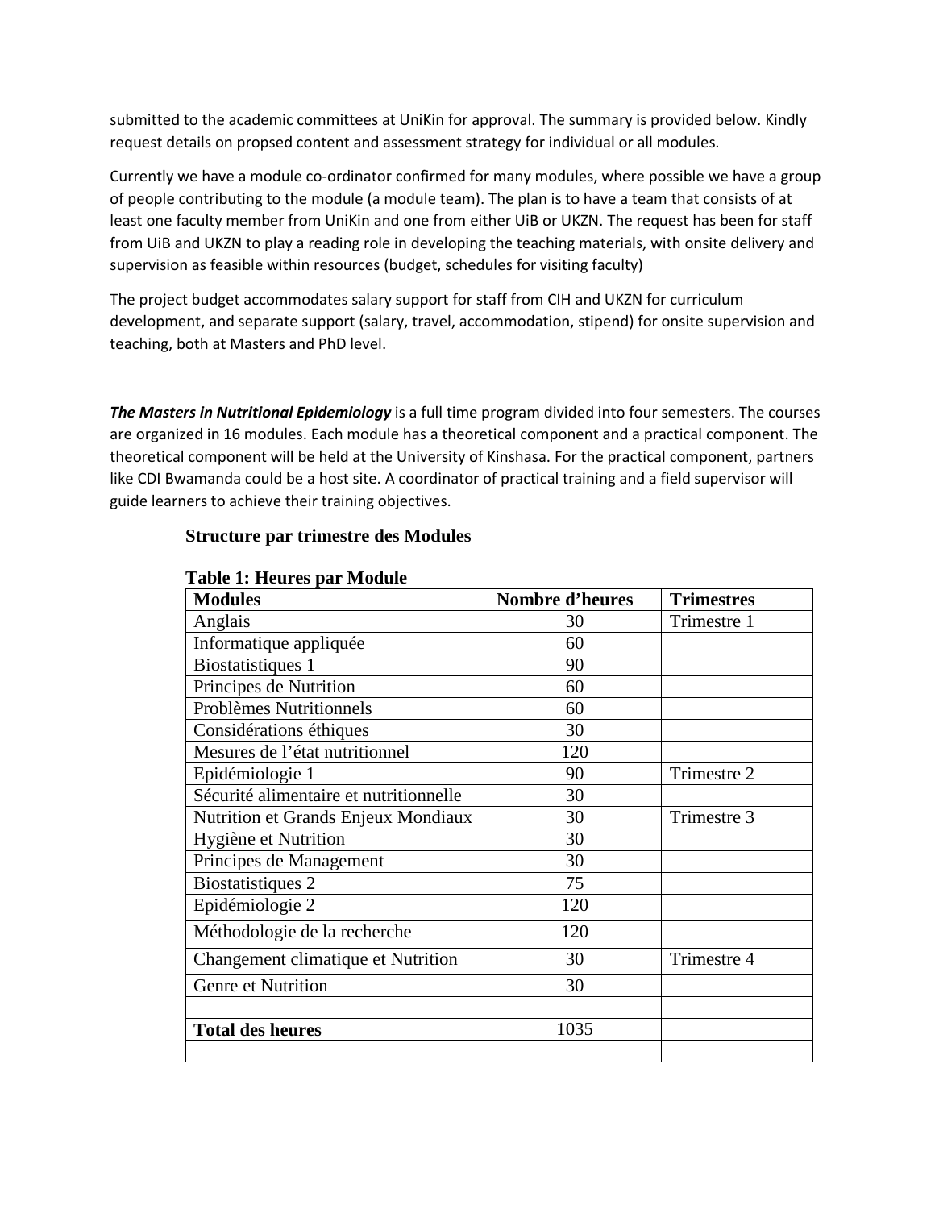submitted to the academic committees at UniKin for approval. The summary is provided below. Kindly request details on propsed content and assessment strategy for individual or all modules.

Currently we have a module co-ordinator confirmed for many modules, where possible we have a group of people contributing to the module (a module team). The plan is to have a team that consists of at least one faculty member from UniKin and one from either UiB or UKZN. The request has been for staff from UiB and UKZN to play a reading role in developing the teaching materials, with onsite delivery and supervision as feasible within resources (budget, schedules for visiting faculty)

The project budget accommodates salary support for staff from CIH and UKZN for curriculum development, and separate support (salary, travel, accommodation, stipend) for onsite supervision and teaching, both at Masters and PhD level.

***The Masters in Nutritional Epidemiology*** is a full time program divided into four semesters. The courses are organized in 16 modules. Each module has a theoretical component and a practical component. The theoretical component will be held at the University of Kinshasa. For the practical component, partners like CDI Bwamanda could be a host site. A coordinator of practical training and a field supervisor will guide learners to achieve their training objectives.

**Structure par trimestre des Modules**

**Table 1: Heures par Module**

| Modules | Nombre d'heures | Trimestres |
|---|---|---|
| Anglais | 30 | Trimestre 1 |
| Informatique appliquée | 60 | |
| Biostatistiques 1 | 90 | |
| Principes de Nutrition | 60 | |
| Problèmes Nutritionnels | 60 | |
| Considérations éthiques | 30 | |
| Mesures de l'état nutritionnel | 120 | |
| Epidémiologie 1 | 90 | Trimestre 2 |
| Sécurité alimentaire et nutritionnelle | 30 | |
| Nutrition et Grands Enjeux Mondiaux | 30 | Trimestre 3 |
| Hygiène et Nutrition | 30 | |
| Principes de Management | 30 | |
| Biostatistiques 2 | 75 | |
| Epidémiologie 2 | 120 | |
| Méthodologie de la recherche | 120 | |
| Changement climatique et Nutrition | 30 | Trimestre 4 |
| Genre et Nutrition | 30 | |
| | | |
| **Total des heures** | 1035 | |
| | | |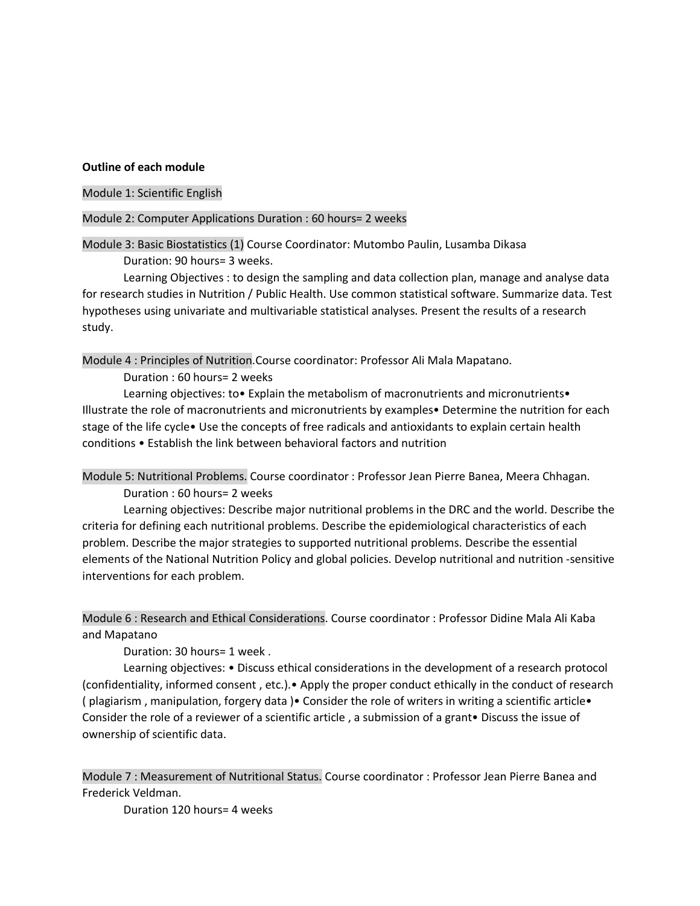**Outline of each module**

Module 1: Scientific English

Module 2: Computer Applications Duration : 60 hours= 2 weeks

Module 3: Basic Biostatistics (1) Course Coordinator: Mutombo Paulin, Lusamba Dikasa

Duration: 90 hours= 3 weeks.

Learning Objectives : to design the sampling and data collection plan, manage and analyse data for research studies in Nutrition / Public Health. Use common statistical software. Summarize data. Test hypotheses using univariate and multivariable statistical analyses. Present the results of a research study.

Module 4 : Principles of Nutrition.Course coordinator: Professor Ali Mala Mapatano.

Duration : 60 hours= 2 weeks

Learning objectives: to• Explain the metabolism of macronutrients and micronutrients• Illustrate the role of macronutrients and micronutrients by examples• Determine the nutrition for each stage of the life cycle• Use the concepts of free radicals and antioxidants to explain certain health conditions • Establish the link between behavioral factors and nutrition

Module 5: Nutritional Problems. Course coordinator : Professor Jean Pierre Banea, Meera Chhagan.

Duration : 60 hours= 2 weeks

Learning objectives: Describe major nutritional problems in the DRC and the world. Describe the criteria for defining each nutritional problems. Describe the epidemiological characteristics of each problem. Describe the major strategies to supported nutritional problems. Describe the essential elements of the National Nutrition Policy and global policies. Develop nutritional and nutrition -sensitive interventions for each problem.

Module 6 : Research and Ethical Considerations. Course coordinator : Professor Didine Mala Ali Kaba and Mapatano

Duration: 30 hours= 1 week .

Learning objectives: • Discuss ethical considerations in the development of a research protocol (confidentiality, informed consent , etc.).• Apply the proper conduct ethically in the conduct of research ( plagiarism , manipulation, forgery data )• Consider the role of writers in writing a scientific article• Consider the role of a reviewer of a scientific article , a submission of a grant• Discuss the issue of ownership of scientific data.

Module 7 : Measurement of Nutritional Status. Course coordinator : Professor Jean Pierre Banea and Frederick Veldman.

Duration 120 hours= 4 weeks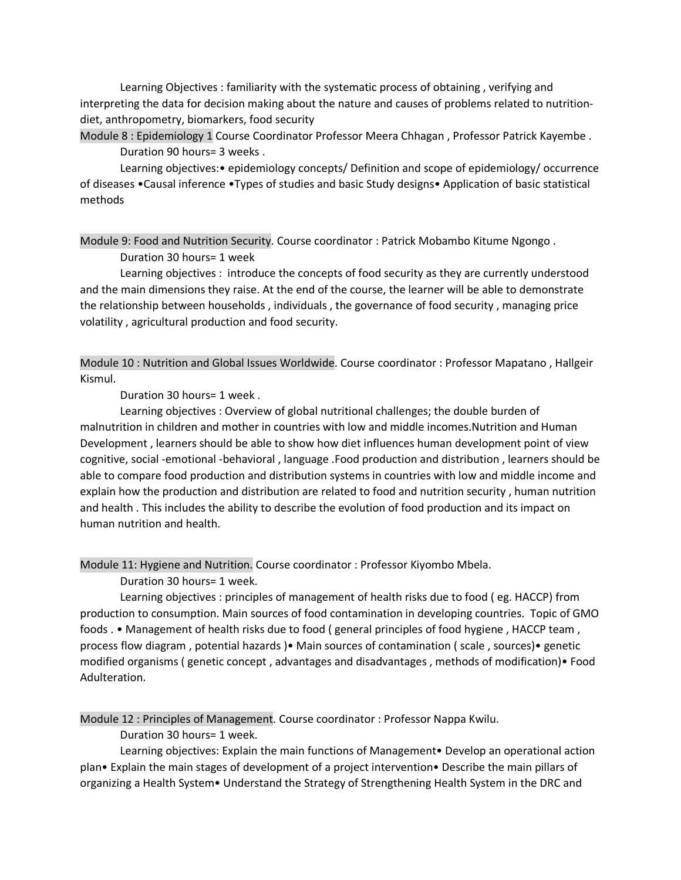Learning Objectives : familiarity with the systematic process of obtaining , verifying and interpreting the data for decision making about the nature and causes of problems related to nutrition-diet, anthropometry, biomarkers, food security

**Module 8 : Epidemiology 1** Course Coordinator Professor Meera Chhagan , Professor Patrick Kayembe .

Duration 90 hours= 3 weeks .

Learning objectives:• epidemiology concepts/ Definition and scope of epidemiology/ occurrence of diseases •Causal inference •Types of studies and basic Study designs• Application of basic statistical methods

**Module 9: Food and Nutrition Security**. Course coordinator : Patrick Mobambo Kitume Ngongo .

Duration 30 hours= 1 week

Learning objectives : introduce the concepts of food security as they are currently understood and the main dimensions they raise. At the end of the course, the learner will be able to demonstrate the relationship between households , individuals , the governance of food security , managing price volatility , agricultural production and food security.

**Module 10 : Nutrition and Global Issues Worldwide**. Course coordinator : Professor Mapatano , Hallgeir Kismul.

Duration 30 hours= 1 week .

Learning objectives : Overview of global nutritional challenges; the double burden of malnutrition in children and mother in countries with low and middle incomes.Nutrition and Human Development , learners should be able to show how diet influences human development point of view cognitive, social -emotional -behavioral , language .Food production and distribution , learners should be able to compare food production and distribution systems in countries with low and middle income and explain how the production and distribution are related to food and nutrition security , human nutrition and health . This includes the ability to describe the evolution of food production and its impact on human nutrition and health.

**Module 11: Hygiene and Nutrition.** Course coordinator : Professor Kiyombo Mbela.

Duration 30 hours= 1 week.

Learning objectives : principles of management of health risks due to food ( eg. HACCP) from production to consumption. Main sources of food contamination in developing countries. Topic of GMO foods . • Management of health risks due to food ( general principles of food hygiene , HACCP team , process flow diagram , potential hazards )• Main sources of contamination ( scale , sources)• genetic modified organisms ( genetic concept , advantages and disadvantages , methods of modification)• Food Adulteration.

**Module 12 : Principles of Management**. Course coordinator : Professor Nappa Kwilu.

Duration 30 hours= 1 week.

Learning objectives: Explain the main functions of Management• Develop an operational action plan• Explain the main stages of development of a project intervention• Describe the main pillars of organizing a Health System• Understand the Strategy of Strengthening Health System in the DRC and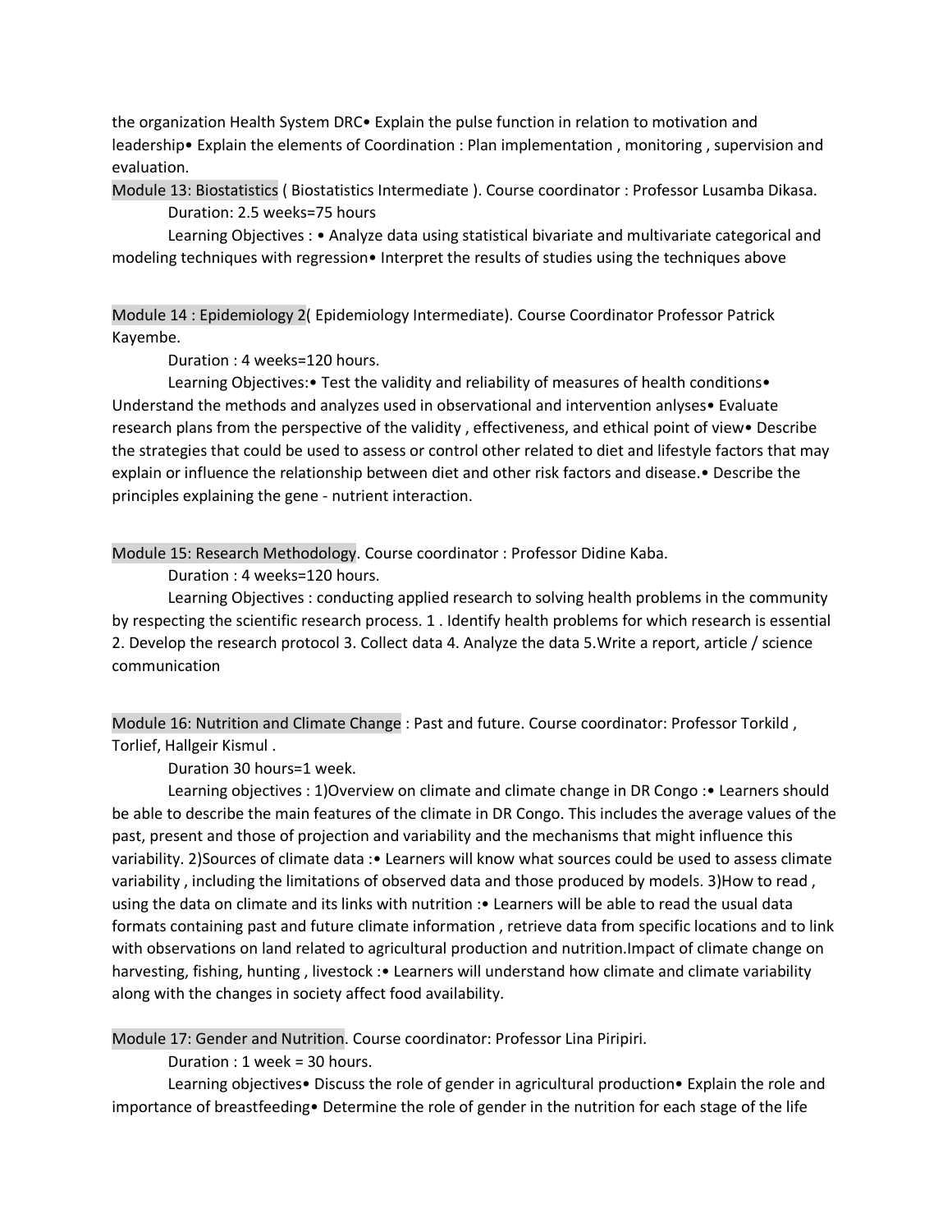the organization Health System DRC• Explain the pulse function in relation to motivation and leadership• Explain the elements of Coordination : Plan implementation , monitoring , supervision and evaluation.

Module 13: Biostatistics ( Biostatistics Intermediate ). Course coordinator : Professor Lusamba Dikasa.

Duration: 2.5 weeks=75 hours

Learning Objectives : • Analyze data using statistical bivariate and multivariate categorical and modeling techniques with regression• Interpret the results of studies using the techniques above

Module 14 : Epidemiology 2( Epidemiology Intermediate). Course Coordinator Professor Patrick Kayembe.

Duration : 4 weeks=120 hours.

Learning Objectives:• Test the validity and reliability of measures of health conditions• Understand the methods and analyzes used in observational and intervention anlyses• Evaluate research plans from the perspective of the validity , effectiveness, and ethical point of view• Describe the strategies that could be used to assess or control other related to diet and lifestyle factors that may explain or influence the relationship between diet and other risk factors and disease.• Describe the principles explaining the gene - nutrient interaction.

Module 15: Research Methodology. Course coordinator : Professor Didine Kaba.

Duration : 4 weeks=120 hours.

Learning Objectives : conducting applied research to solving health problems in the community by respecting the scientific research process. 1 . Identify health problems for which research is essential 2. Develop the research protocol 3. Collect data 4. Analyze the data 5.Write a report, article / science communication

Module 16: Nutrition and Climate Change : Past and future. Course coordinator: Professor Torkild , Torlief, Hallgeir Kismul .

Duration 30 hours=1 week.

Learning objectives : 1)Overview on climate and climate change in DR Congo :• Learners should be able to describe the main features of the climate in DR Congo. This includes the average values of the past, present and those of projection and variability and the mechanisms that might influence this variability. 2)Sources of climate data :• Learners will know what sources could be used to assess climate variability , including the limitations of observed data and those produced by models. 3)How to read , using the data on climate and its links with nutrition :• Learners will be able to read the usual data formats containing past and future climate information , retrieve data from specific locations and to link with observations on land related to agricultural production and nutrition.Impact of climate change on harvesting, fishing, hunting , livestock :• Learners will understand how climate and climate variability along with the changes in society affect food availability.

Module 17: Gender and Nutrition. Course coordinator: Professor Lina Piripiri.

Duration : 1 week = 30 hours.

Learning objectives• Discuss the role of gender in agricultural production• Explain the role and importance of breastfeeding• Determine the role of gender in the nutrition for each stage of the life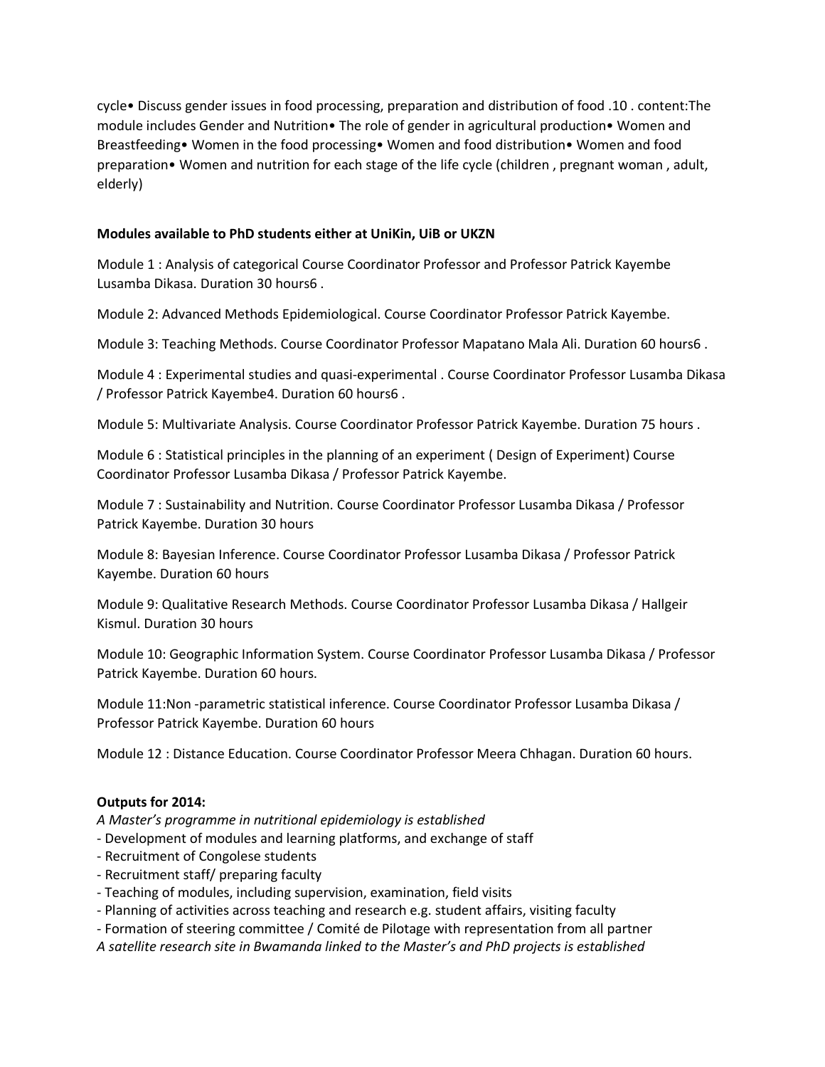cycle• Discuss gender issues in food processing, preparation and distribution of food .10 . content:The module includes Gender and Nutrition• The role of gender in agricultural production• Women and Breastfeeding• Women in the food processing• Women and food distribution• Women and food preparation• Women and nutrition for each stage of the life cycle (children , pregnant woman , adult, elderly)

**Modules available to PhD students either at UniKin, UiB or UKZN**

Module 1 : Analysis of categorical Course Coordinator Professor and Professor Patrick Kayembe Lusamba Dikasa. Duration 30 hours6 .

Module 2: Advanced Methods Epidemiological. Course Coordinator Professor Patrick Kayembe.

Module 3: Teaching Methods. Course Coordinator Professor Mapatano Mala Ali. Duration 60 hours6 .

Module 4 : Experimental studies and quasi-experimental . Course Coordinator Professor Lusamba Dikasa / Professor Patrick Kayembe4. Duration 60 hours6 .

Module 5: Multivariate Analysis. Course Coordinator Professor Patrick Kayembe. Duration 75 hours .

Module 6 : Statistical principles in the planning of an experiment ( Design of Experiment) Course Coordinator Professor Lusamba Dikasa / Professor Patrick Kayembe.

Module 7 : Sustainability and Nutrition. Course Coordinator Professor Lusamba Dikasa / Professor Patrick Kayembe. Duration 30 hours

Module 8: Bayesian Inference. Course Coordinator Professor Lusamba Dikasa / Professor Patrick Kayembe. Duration 60 hours

Module 9: Qualitative Research Methods. Course Coordinator Professor Lusamba Dikasa / Hallgeir Kismul. Duration 30 hours

Module 10: Geographic Information System. Course Coordinator Professor Lusamba Dikasa / Professor Patrick Kayembe. Duration 60 hours.

Module 11:Non -parametric statistical inference. Course Coordinator Professor Lusamba Dikasa / Professor Patrick Kayembe. Duration 60 hours

Module 12 : Distance Education. Course Coordinator Professor Meera Chhagan. Duration 60 hours.

**Outputs for 2014:**

*A Master's programme in nutritional epidemiology is established*

- Development of modules and learning platforms, and exchange of staff
- Recruitment of Congolese students
- Recruitment staff/ preparing faculty
- Teaching of modules, including supervision, examination, field visits
- Planning of activities across teaching and research e.g. student affairs, visiting faculty
- Formation of steering committee / Comité de Pilotage with representation from all partner

*A satellite research site in Bwamanda linked to the Master's and PhD projects is established*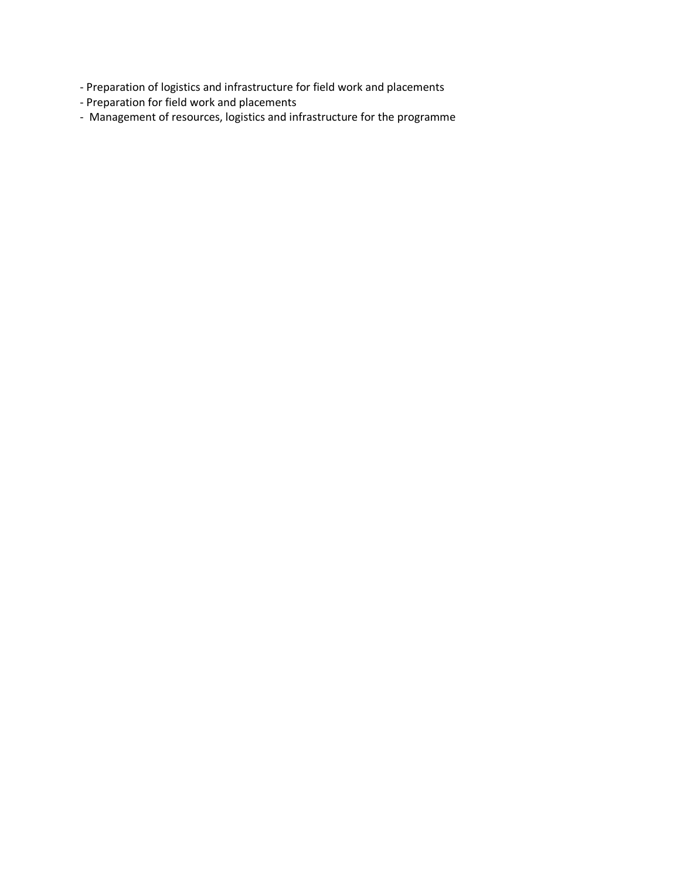- Preparation of logistics and infrastructure for field work and placements
- Preparation for field work and placements
- Management of resources, logistics and infrastructure for the programme